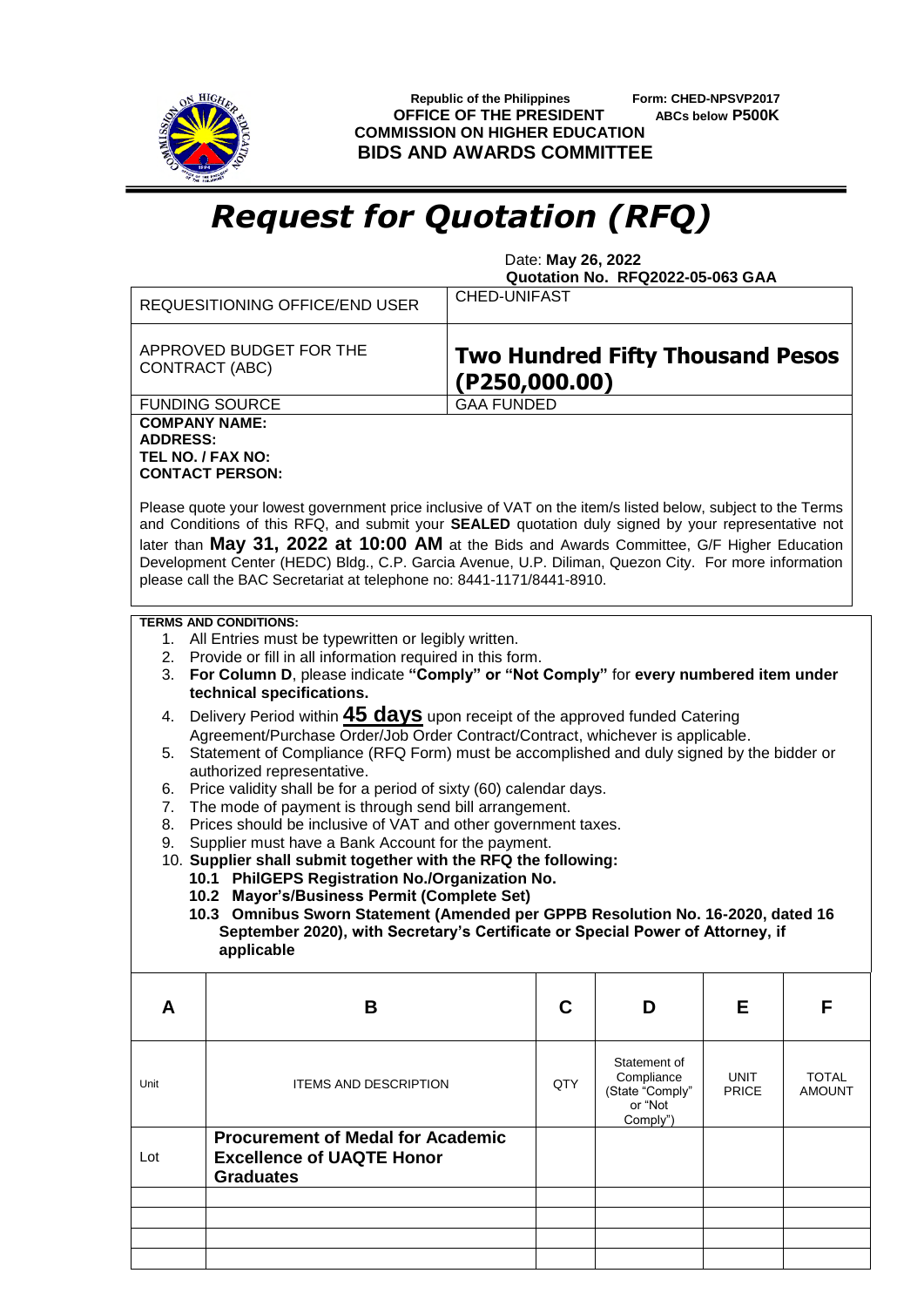Republic of the Philippines
**OFFICE OF THE PRESIDENT**
**COMMISSION ON HIGHER EDUCATION**
**BIDS AND AWARDS COMMITTEE**

Form: **CHED-NPSVP2017**
**ABCs below P500K**

# *Request for Quotation (RFQ)*

Date: **May 26, 2022**
**Quotation No. RFQ2022-05-063 GAA**

| | |
|---|---|
| REQUESITIONING OFFICE/END USER | CHED-UNIFAST |
| APPROVED BUDGET FOR THE CONTRACT (ABC) | **Two Hundred Fifty Thousand Pesos (P250,000.00)** |
| FUNDING SOURCE | GAA FUNDED |

**COMPANY NAME:**
**ADDRESS:**
**TEL NO. / FAX NO:**
**CONTACT PERSON:**

Please quote your lowest government price inclusive of VAT on the item/s listed below, subject to the Terms and Conditions of this RFQ, and submit your **SEALED** quotation duly signed by your representative not later than **May 31, 2022 at 10:00 AM** at the Bids and Awards Committee, G/F Higher Education Development Center (HEDC) Bldg., C.P. Garcia Avenue, U.P. Diliman, Quezon City. For more information please call the BAC Secretariat at telephone no: 8441-1171/8441-8910.

**TERMS AND CONDITIONS:**

1. All Entries must be typewritten or legibly written.
2. Provide or fill in all information required in this form.
3. **For Column D**, please indicate **"Comply" or "Not Comply"** for **every numbered item under technical specifications.**
4. Delivery Period within **45 days** upon receipt of the approved funded Catering Agreement/Purchase Order/Job Order Contract/Contract, whichever is applicable.
5. Statement of Compliance (RFQ Form) must be accomplished and duly signed by the bidder or authorized representative.
6. Price validity shall be for a period of sixty (60) calendar days.
7. The mode of payment is through send bill arrangement.
8. Prices should be inclusive of VAT and other government taxes.
9. Supplier must have a Bank Account for the payment.
10. **Supplier shall submit together with the RFQ the following:**
    **10.1 PhilGEPS Registration No./Organization No.**
    **10.2 Mayor's/Business Permit (Complete Set)**
    **10.3 Omnibus Sworn Statement (Amended per GPPB Resolution No. 16-2020, dated 16 September 2020), with Secretary's Certificate or Special Power of Attorney, if applicable**

| A | B | C | D | E | F |
|---|---|---|---|---|---|
| Unit | ITEMS AND DESCRIPTION | QTY | Statement of Compliance (State "Comply" or "Not Comply") | UNIT PRICE | TOTAL AMOUNT |
| Lot | **Procurement of Medal for Academic Excellence of UAQTE Honor Graduates** | | | | |
| | | | | | |
| | | | | | |
| | | | | | |
| | | | | | |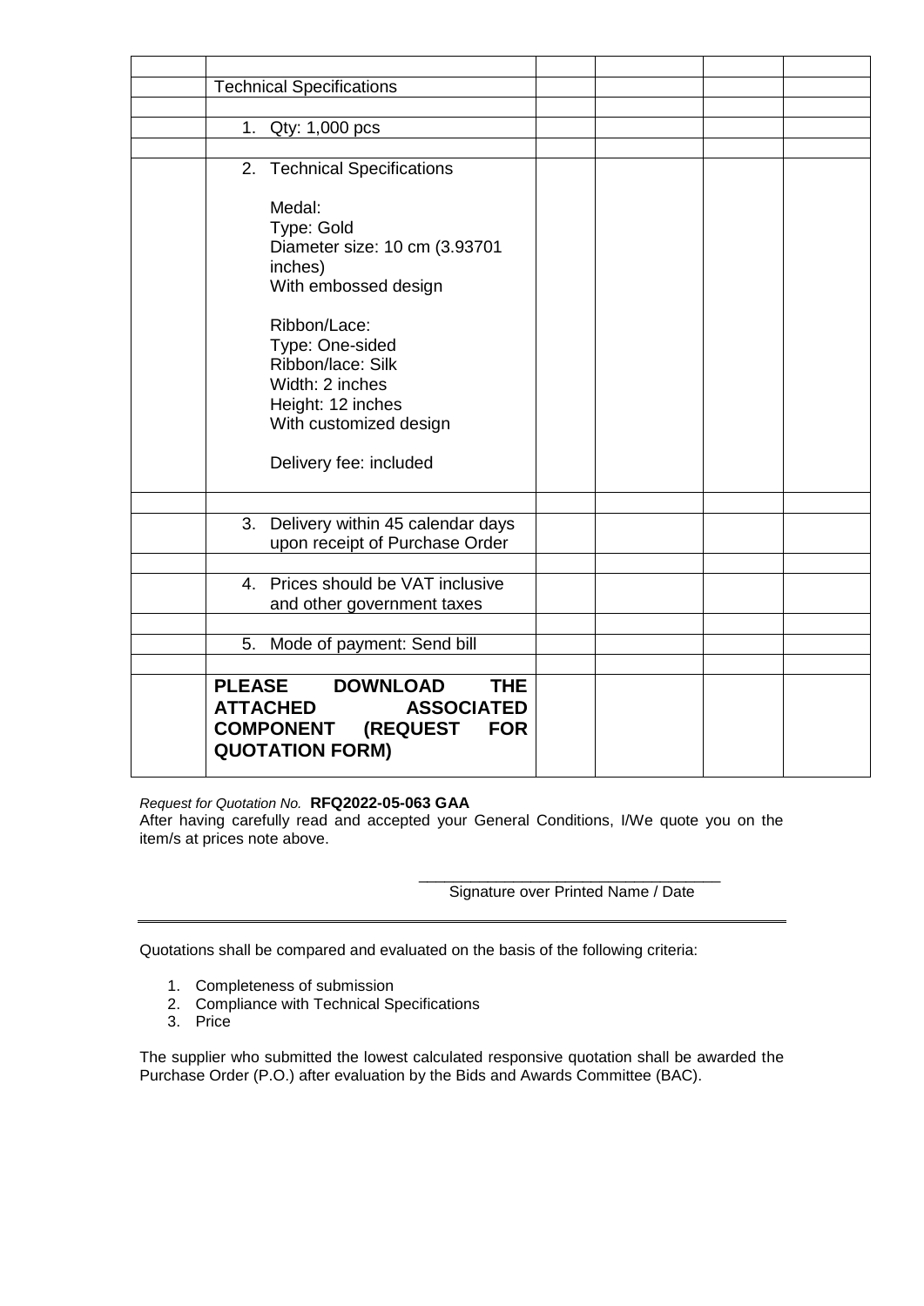| | | | | | |
|---|---|---|---|---|---|
| | Technical Specifications | | | | |
| | | | | | |
| | 1. Qty: 1,000 pcs | | | | |
| | | | | | |
| | 2. Technical Specifications<br><br>Medal:<br>Type: Gold<br>Diameter size: 10 cm (3.93701 inches)<br>With embossed design<br><br>Ribbon/Lace:<br>Type: One-sided<br>Ribbon/lace: Silk<br>Width: 2 inches<br>Height: 12 inches<br>With customized design<br><br>Delivery fee: included | | | | |
| | | | | | |
| | 3. Delivery within 45 calendar days upon receipt of Purchase Order | | | | |
| | | | | | |
| | 4. Prices should be VAT inclusive and other government taxes | | | | |
| | | | | | |
| | 5. Mode of payment: Send bill | | | | |
| | | | | | |
| | **PLEASE DOWNLOAD THE ATTACHED ASSOCIATED COMPONENT (REQUEST FOR QUOTATION FORM)** | | | | |

*Request for Quotation No.* **RFQ2022-05-063 GAA**

After having carefully read and accepted your General Conditions, I/We quote you on the item/s at prices note above.

\_\_\_\_\_\_\_\_\_\_\_\_\_\_\_\_\_\_\_\_\_\_\_\_\_\_\_\_\_\_\_\_\_\_\_

Signature over Printed Name / Date

---

Quotations shall be compared and evaluated on the basis of the following criteria:

1. Completeness of submission
2. Compliance with Technical Specifications
3. Price

The supplier who submitted the lowest calculated responsive quotation shall be awarded the Purchase Order (P.O.) after evaluation by the Bids and Awards Committee (BAC).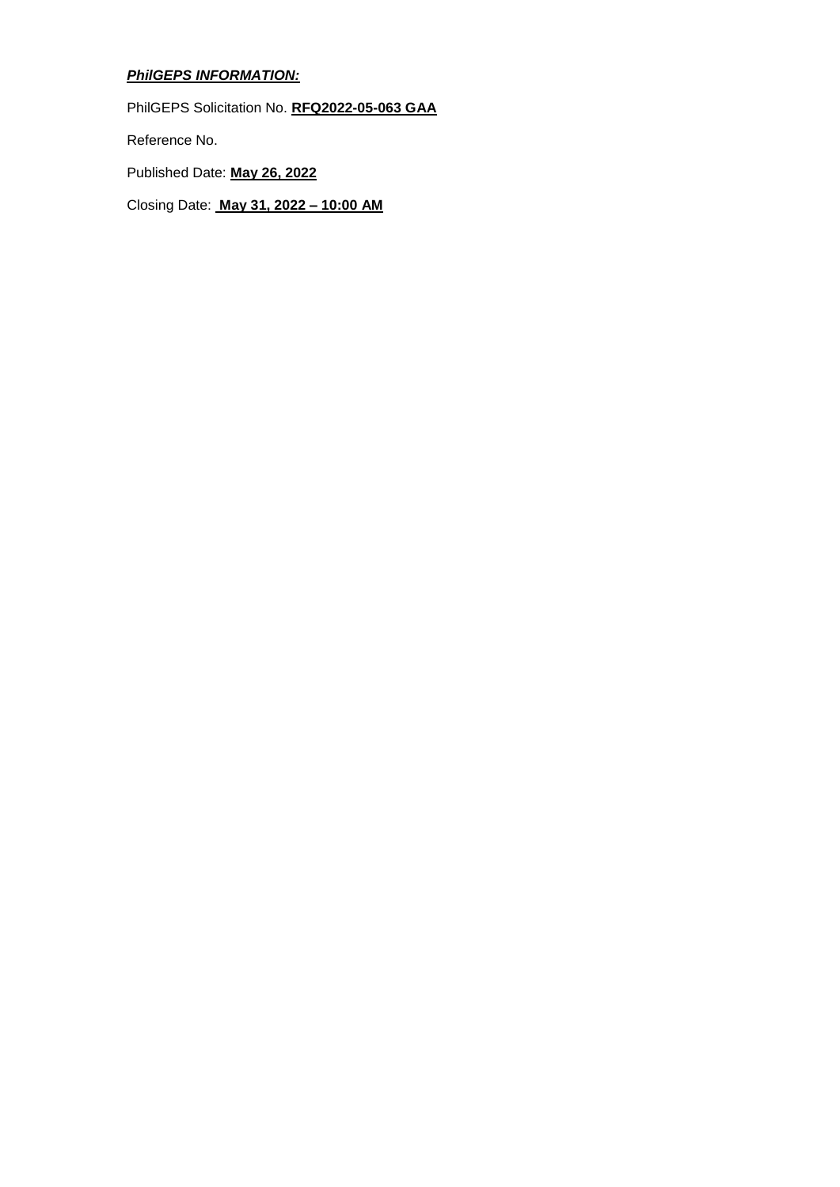***PhilGEPS INFORMATION:***

PhilGEPS Solicitation No. **RFQ2022-05-063 GAA**

Reference No.

Published Date: **May 26, 2022**

Closing Date: **May 31, 2022 – 10:00 AM**